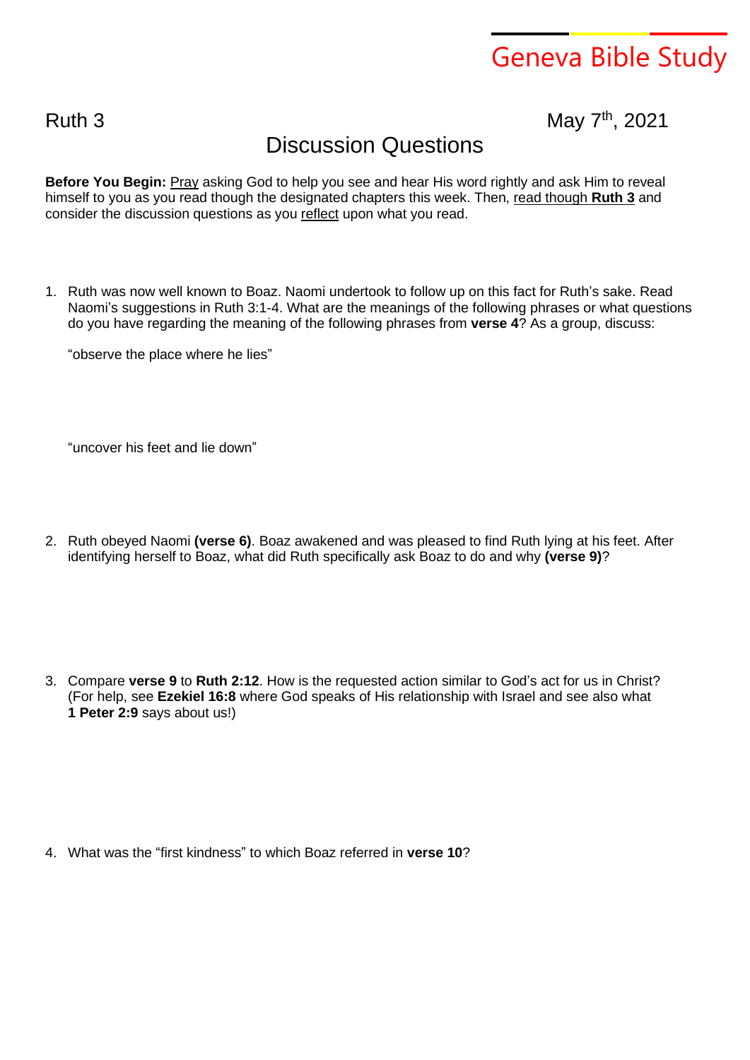# Geneva Bible Study

Ruth 3 May 7th, 2021

## Discussion Questions

**Before You Begin:** Pray asking God to help you see and hear His word rightly and ask Him to reveal himself to you as you read though the designated chapters this week. Then, read though **Ruth 3** and consider the discussion questions as you reflect upon what you read.

1. Ruth was now well known to Boaz. Naomi undertook to follow up on this fact for Ruth's sake. Read Naomi's suggestions in Ruth 3:1-4. What are the meanings of the following phrases or what questions do you have regarding the meaning of the following phrases from **verse 4**? As a group, discuss:

   "observe the place where he lies"

   "uncover his feet and lie down"

2. Ruth obeyed Naomi **(verse 6)**. Boaz awakened and was pleased to find Ruth lying at his feet. After identifying herself to Boaz, what did Ruth specifically ask Boaz to do and why **(verse 9)**?

3. Compare **verse 9** to **Ruth 2:12**. How is the requested action similar to God's act for us in Christ? (For help, see **Ezekiel 16:8** where God speaks of His relationship with Israel and see also what **1 Peter 2:9** says about us!)

4. What was the "first kindness" to which Boaz referred in **verse 10**?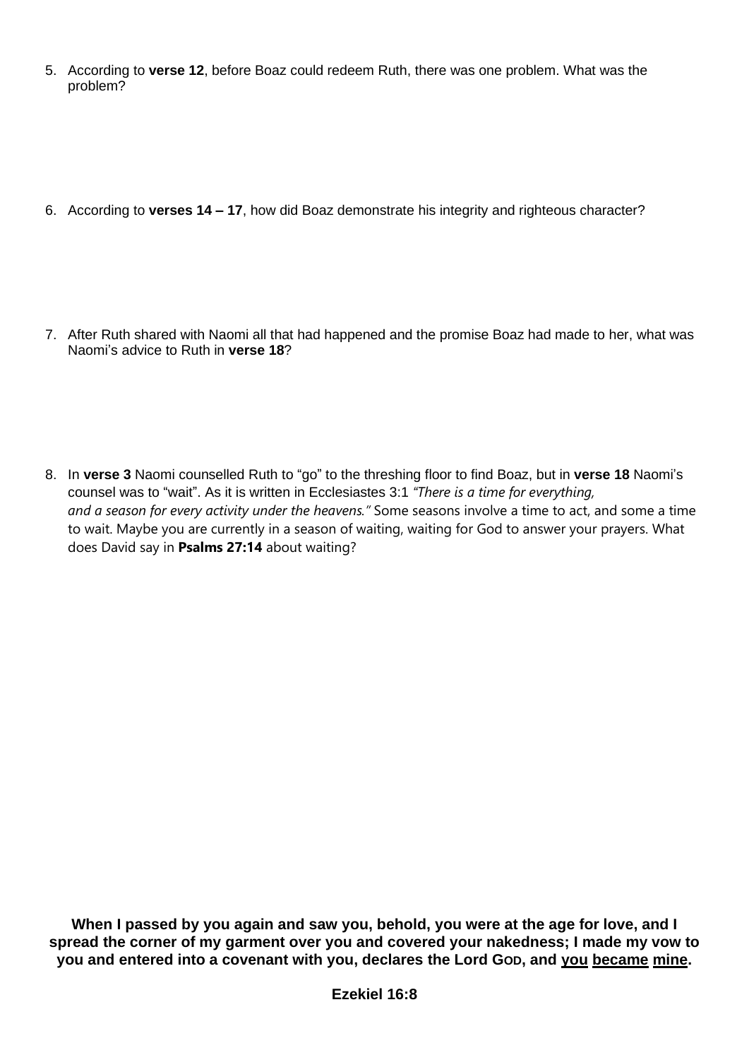5. According to **verse 12**, before Boaz could redeem Ruth, there was one problem. What was the problem?

6. According to **verses 14 – 17**, how did Boaz demonstrate his integrity and righteous character?

7. After Ruth shared with Naomi all that had happened and the promise Boaz had made to her, what was Naomi's advice to Ruth in **verse 18**?

8. In **verse 3** Naomi counselled Ruth to "go" to the threshing floor to find Boaz, but in **verse 18** Naomi's counsel was to "wait". As it is written in Ecclesiastes 3:1 *"There is a time for everything, and a season for every activity under the heavens."* Some seasons involve a time to act, and some a time to wait. Maybe you are currently in a season of waiting, waiting for God to answer your prayers. What does David say in **Psalms 27:14** about waiting?

**When I passed by you again and saw you, behold, you were at the age for love, and I spread the corner of my garment over you and covered your nakedness; I made my vow to you and entered into a covenant with you, declares the Lord GOD, and <u>you</u> <u>became</u> <u>mine</u>.**

**Ezekiel 16:8**